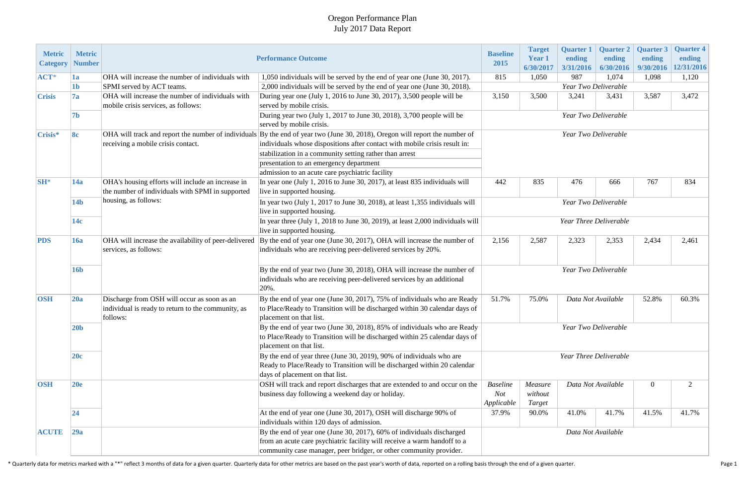# Oregon Performance Plan

## July 2017 Data Report

| Metric Category | Metric Number | Performance Outcome | | Baseline 2015 | Target Year 1 6/30/2017 | Quarter 1 ending 3/31/2016 | Quarter 2 ending 6/30/2016 | Quarter 3 ending 9/30/2016 | Quarter 4 ending 12/31/2016 |
|---|---|---|---|---|---|---|---|---|---|
| ACT* | 1a | OHA will increase the number of individuals with SPMI served by ACT teams. | 1,050 individuals will be served by the end of year one (June 30, 2017). | 815 | 1,050 | 987 | 1,074 | 1,098 | 1,120 |
| | 1b | | 2,000 individuals will be served by the end of year one (June 30, 2018). | *Year Two Deliverable* | | | | | |
| Crisis | 7a | OHA will increase the number of individuals with mobile crisis services, as follows: | During year one (July 1, 2016 to June 30, 2017), 3,500 people will be served by mobile crisis. | 3,150 | 3,500 | 3,241 | 3,431 | 3,587 | 3,472 |
| | 7b | | During year two (July 1, 2017 to June 30, 2018), 3,700 people will be served by mobile crisis. | *Year Two Deliverable* | | | | | |
| Crisis* | 8c | OHA will track and report the number of individuals receiving a mobile crisis contact. | By the end of year two (June 30, 2018), Oregon will report the number of individuals whose dispositions after contact with mobile crisis result in: | *Year Two Deliverable* | | | | | |
| | | | stabilization in a community setting rather than arrest | | | | | | |
| | | | presentation to an emergency department | | | | | | |
| | | | admission to an acute care psychiatric facility | | | | | | |
| SH* | 14a | OHA's housing efforts will include an increase in the number of individuals with SPMI in supported housing, as follows: | In year one (July 1, 2016 to June 30, 2017), at least 835 individuals will live in supported housing. | 442 | 835 | 476 | 666 | 767 | 834 |
| | 14b | | In year two (July 1, 2017 to June 30, 2018), at least 1,355 individuals will live in supported housing. | *Year Two Deliverable* | | | | | |
| | 14c | | In year three (July 1, 2018 to June 30, 2019), at least 2,000 individuals will live in supported housing. | *Year Three Deliverable* | | | | | |
| PDS | 16a | OHA will increase the availability of peer-delivered services, as follows: | By the end of year one (June 30, 2017), OHA will increase the number of individuals who are receiving peer-delivered services by 20%. | 2,156 | 2,587 | 2,323 | 2,353 | 2,434 | 2,461 |
| | 16b | | By the end of year two (June 30, 2018), OHA will increase the number of individuals who are receiving peer-delivered services by an additional 20%. | *Year Two Deliverable* | | | | | |
| OSH | 20a | Discharge from OSH will occur as soon as an individual is ready to return to the community, as follows: | By the end of year one (June 30, 2017), 75% of individuals who are Ready to Place/Ready to Transition will be discharged within 30 calendar days of placement on that list. | 51.7% | 75.0% | *Data Not Available* | | 52.8% | 60.3% |
| | 20b | | By the end of year two (June 30, 2018), 85% of individuals who are Ready to Place/Ready to Transition will be discharged within 25 calendar days of placement on that list. | *Year Two Deliverable* | | | | | |
| | 20c | | By the end of year three (June 30, 2019), 90% of individuals who are Ready to Place/Ready to Transition will be discharged within 20 calendar days of placement on that list. | *Year Three Deliverable* | | | | | |
| OSH | 20e | | OSH will track and report discharges that are extended to and occur on the business day following a weekend day or holiday. | *Baseline Not Applicable* | *Measure without Target* | *Data Not Available* | | 0 | 2 |
| | 24 | | At the end of year one (June 30, 2017), OSH will discharge 90% of individuals within 120 days of admission. | 37.9% | 90.0% | 41.0% | 41.7% | 41.5% | 41.7% |
| ACUTE | 29a | | By the end of year one (June 30, 2017), 60% of individuals discharged from an acute care psychiatric facility will receive a warm handoff to a community case manager, peer bridger, or other community provider. | *Data Not Available* | | | | | |

\* Quarterly data for metrics marked with a "*" reflect 3 months of data for a given quarter. Quarterly data for other metrics are based on the past year's worth of data, reported on a rolling basis through the end of a given quarter.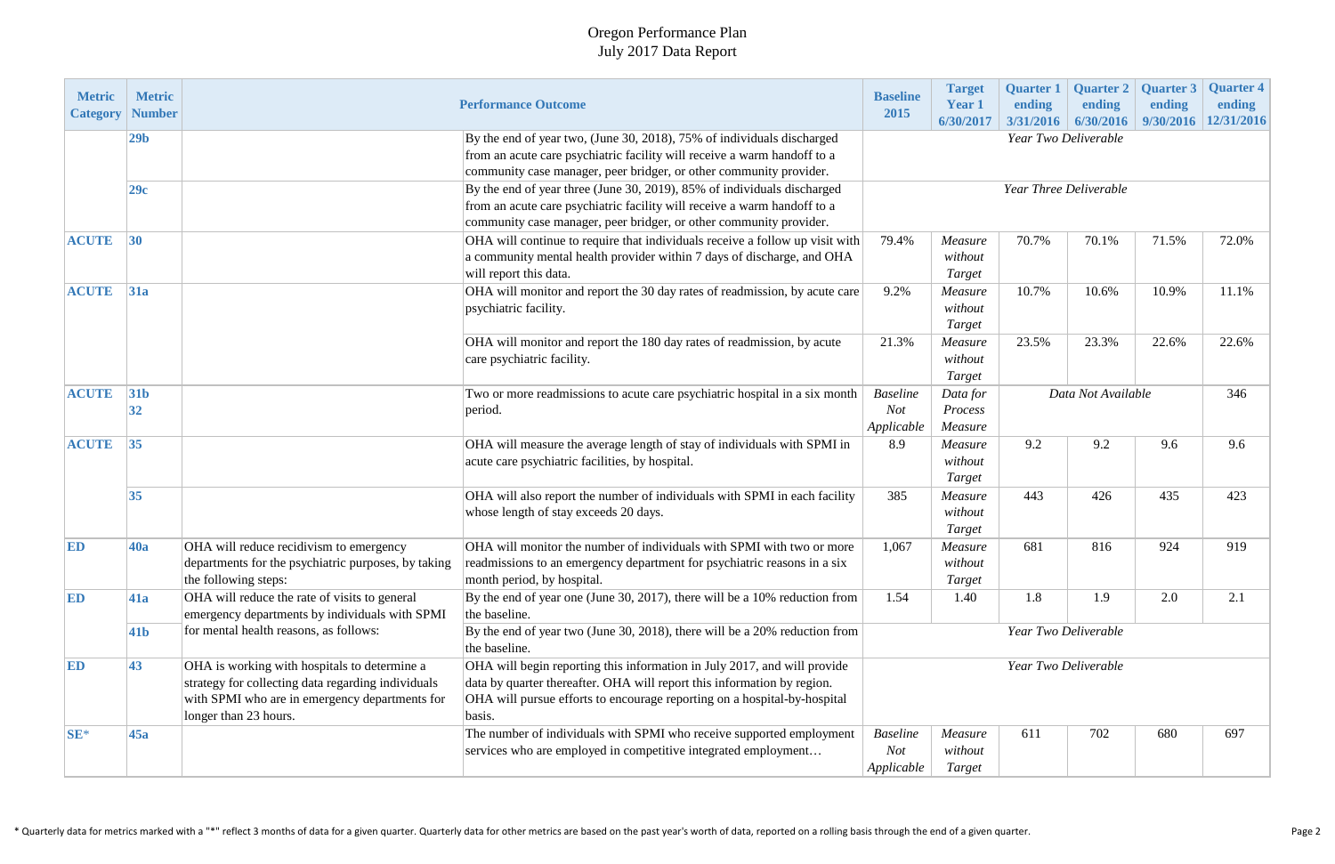# Oregon Performance Plan
## July 2017 Data Report

| Metric Category | Metric Number | | Performance Outcome | Baseline 2015 | Target Year 1 6/30/2017 | Quarter 1 ending 3/31/2016 | Quarter 2 ending 6/30/2016 | Quarter 3 ending 9/30/2016 | Quarter 4 ending 12/31/2016 |
|---|---|---|---|---|---|---|---|---|---|
| | 29b | | By the end of year two, (June 30, 2018), 75% of individuals discharged from an acute care psychiatric facility will receive a warm handoff to a community case manager, peer bridger, or other community provider. | *Year Two Deliverable* | | | | | |
| | 29c | | By the end of year three (June 30, 2019), 85% of individuals discharged from an acute care psychiatric facility will receive a warm handoff to a community case manager, peer bridger, or other community provider. | *Year Three Deliverable* | | | | | |
| ACUTE | 30 | | OHA will continue to require that individuals receive a follow up visit with a community mental health provider within 7 days of discharge, and OHA will report this data. | 79.4% | *Measure without Target* | 70.7% | 70.1% | 71.5% | 72.0% |
| ACUTE | 31a | | OHA will monitor and report the 30 day rates of readmission, by acute care psychiatric facility. | 9.2% | *Measure without Target* | 10.7% | 10.6% | 10.9% | 11.1% |
| | | | OHA will monitor and report the 180 day rates of readmission, by acute care psychiatric facility. | 21.3% | *Measure without Target* | 23.5% | 23.3% | 22.6% | 22.6% |
| ACUTE | 31b 32 | | Two or more readmissions to acute care psychiatric hospital in a six month period. | *Baseline Not Applicable* | *Data for Process Measure* | *Data Not Available* | | | 346 |
| ACUTE | 35 | | OHA will measure the average length of stay of individuals with SPMI in acute care psychiatric facilities, by hospital. | 8.9 | *Measure without Target* | 9.2 | 9.2 | 9.6 | 9.6 |
| | 35 | | OHA will also report the number of individuals with SPMI in each facility whose length of stay exceeds 20 days. | 385 | *Measure without Target* | 443 | 426 | 435 | 423 |
| ED | 40a | OHA will reduce recidivism to emergency departments for the psychiatric purposes, by taking the following steps: | OHA will monitor the number of individuals with SPMI with two or more readmissions to an emergency department for psychiatric reasons in a six month period, by hospital. | 1,067 | *Measure without Target* | 681 | 816 | 924 | 919 |
| ED | 41a | OHA will reduce the rate of visits to general emergency departments by individuals with SPMI for mental health reasons, as follows: | By the end of year one (June 30, 2017), there will be a 10% reduction from the baseline. | 1.54 | 1.40 | 1.8 | 1.9 | 2.0 | 2.1 |
| | 41b | | By the end of year two (June 30, 2018), there will be a 20% reduction from the baseline. | *Year Two Deliverable* | | | | | |
| ED | 43 | OHA is working with hospitals to determine a strategy for collecting data regarding individuals with SPMI who are in emergency departments for longer than 23 hours. | OHA will begin reporting this information in July 2017, and will provide data by quarter thereafter. OHA will report this information by region. OHA will pursue efforts to encourage reporting on a hospital-by-hospital basis. | *Year Two Deliverable* | | | | | |
| SE* | 45a | | The number of individuals with SPMI who receive supported employment services who are employed in competitive integrated employment… | *Baseline Not Applicable* | *Measure without Target* | 611 | 702 | 680 | 697 |

\* Quarterly data for metrics marked with a "*" reflect 3 months of data for a given quarter. Quarterly data for other metrics are based on the past year's worth of data, reported on a rolling basis through the end of a given quarter.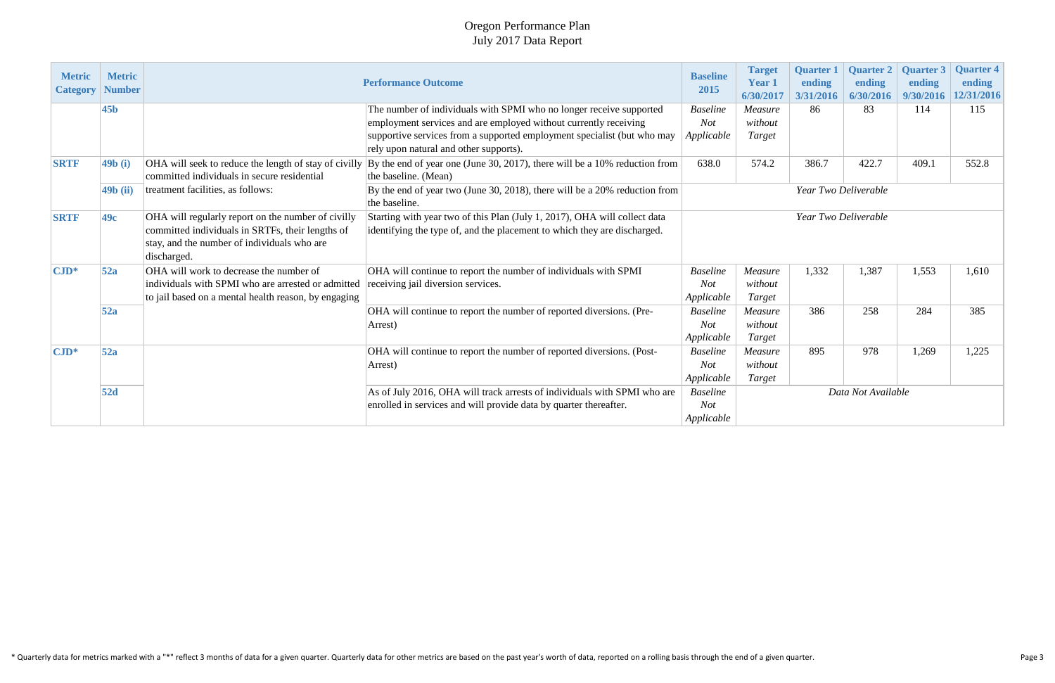# Oregon Performance Plan
## July 2017 Data Report

| Metric Category | Metric Number | | Performance Outcome | Baseline 2015 | Target Year 1 6/30/2017 | Quarter 1 ending 3/31/2016 | Quarter 2 ending 6/30/2016 | Quarter 3 ending 9/30/2016 | Quarter 4 ending 12/31/2016 |
|---|---|---|---|---|---|---|---|---|---|
| | 45b | | The number of individuals with SPMI who no longer receive supported employment services and are employed without currently receiving supportive services from a supported employment specialist (but who may rely upon natural and other supports). | *Baseline Not Applicable* | *Measure without Target* | 86 | 83 | 114 | 115 |
| SRTF | 49b (i) | OHA will seek to reduce the length of stay of civilly committed individuals in secure residential treatment facilities, as follows: | By the end of year one (June 30, 2017), there will be a 10% reduction from the baseline. (Mean) | 638.0 | 574.2 | 386.7 | 422.7 | 409.1 | 552.8 |
| | 49b (ii) | | By the end of year two (June 30, 2018), there will be a 20% reduction from the baseline. | *Year Two Deliverable* | | | | | |
| SRTF | 49c | OHA will regularly report on the number of civilly committed individuals in SRTFs, their lengths of stay, and the number of individuals who are discharged. | Starting with year two of this Plan (July 1, 2017), OHA will collect data identifying the type of, and the placement to which they are discharged. | *Year Two Deliverable* | | | | | |
| CJD* | 52a | OHA will work to decrease the number of individuals with SPMI who are arrested or admitted to jail based on a mental health reason, by engaging | OHA will continue to report the number of individuals with SPMI receiving jail diversion services. | *Baseline Not Applicable* | *Measure without Target* | 1,332 | 1,387 | 1,553 | 1,610 |
| | 52a | | OHA will continue to report the number of reported diversions. (Pre-Arrest) | *Baseline Not Applicable* | *Measure without Target* | 386 | 258 | 284 | 385 |
| CJD* | 52a | | OHA will continue to report the number of reported diversions. (Post-Arrest) | *Baseline Not Applicable* | *Measure without Target* | 895 | 978 | 1,269 | 1,225 |
| | 52d | | As of July 2016, OHA will track arrests of individuals with SPMI who are enrolled in services and will provide data by quarter thereafter. | *Baseline Not Applicable* | *Data Not Available* | | | | |

* Quarterly data for metrics marked with a "*" reflect 3 months of data for a given quarter. Quarterly data for other metrics are based on the past year's worth of data, reported on a rolling basis through the end of a given quarter.